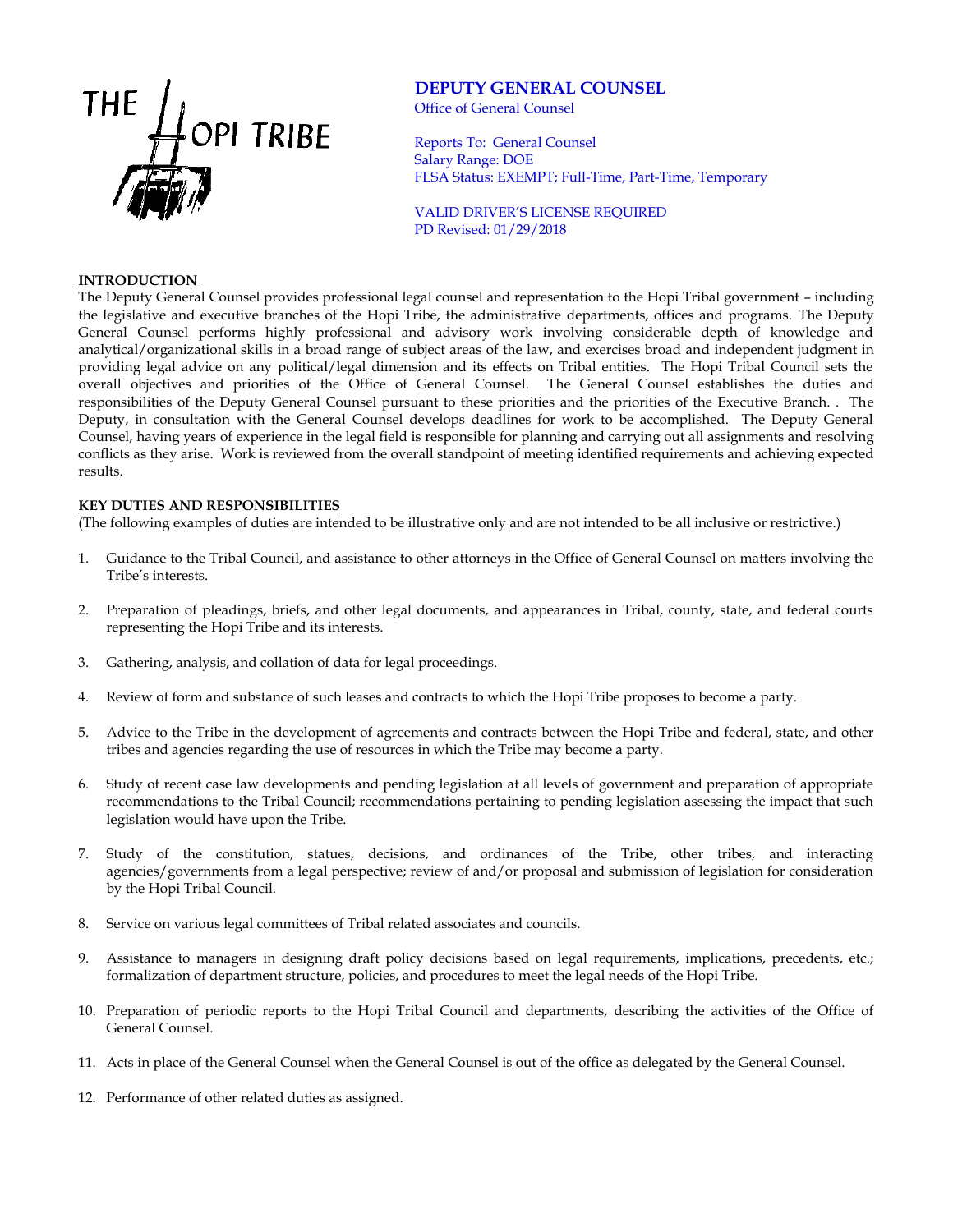THE HOPI TRIBE

# DEPUTY GENERAL COUNSEL

Office of General Counsel

Reports To: General Counsel
Salary Range: DOE
FLSA Status: EXEMPT; Full-Time, Part-Time, Temporary

VALID DRIVER'S LICENSE REQUIRED
PD Revised: 01/29/2018

## INTRODUCTION

The Deputy General Counsel provides professional legal counsel and representation to the Hopi Tribal government – including the legislative and executive branches of the Hopi Tribe, the administrative departments, offices and programs. The Deputy General Counsel performs highly professional and advisory work involving considerable depth of knowledge and analytical/organizational skills in a broad range of subject areas of the law, and exercises broad and independent judgment in providing legal advice on any political/legal dimension and its effects on Tribal entities. The Hopi Tribal Council sets the overall objectives and priorities of the Office of General Counsel. The General Counsel establishes the duties and responsibilities of the Deputy General Counsel pursuant to these priorities and the priorities of the Executive Branch. . The Deputy, in consultation with the General Counsel develops deadlines for work to be accomplished. The Deputy General Counsel, having years of experience in the legal field is responsible for planning and carrying out all assignments and resolving conflicts as they arise. Work is reviewed from the overall standpoint of meeting identified requirements and achieving expected results.

## KEY DUTIES AND RESPONSIBILITIES

(The following examples of duties are intended to be illustrative only and are not intended to be all inclusive or restrictive.)

1. Guidance to the Tribal Council, and assistance to other attorneys in the Office of General Counsel on matters involving the Tribe's interests.

2. Preparation of pleadings, briefs, and other legal documents, and appearances in Tribal, county, state, and federal courts representing the Hopi Tribe and its interests.

3. Gathering, analysis, and collation of data for legal proceedings.

4. Review of form and substance of such leases and contracts to which the Hopi Tribe proposes to become a party.

5. Advice to the Tribe in the development of agreements and contracts between the Hopi Tribe and federal, state, and other tribes and agencies regarding the use of resources in which the Tribe may become a party.

6. Study of recent case law developments and pending legislation at all levels of government and preparation of appropriate recommendations to the Tribal Council; recommendations pertaining to pending legislation assessing the impact that such legislation would have upon the Tribe.

7. Study of the constitution, statues, decisions, and ordinances of the Tribe, other tribes, and interacting agencies/governments from a legal perspective; review of and/or proposal and submission of legislation for consideration by the Hopi Tribal Council.

8. Service on various legal committees of Tribal related associates and councils.

9. Assistance to managers in designing draft policy decisions based on legal requirements, implications, precedents, etc.; formalization of department structure, policies, and procedures to meet the legal needs of the Hopi Tribe.

10. Preparation of periodic reports to the Hopi Tribal Council and departments, describing the activities of the Office of General Counsel.

11. Acts in place of the General Counsel when the General Counsel is out of the office as delegated by the General Counsel.

12. Performance of other related duties as assigned.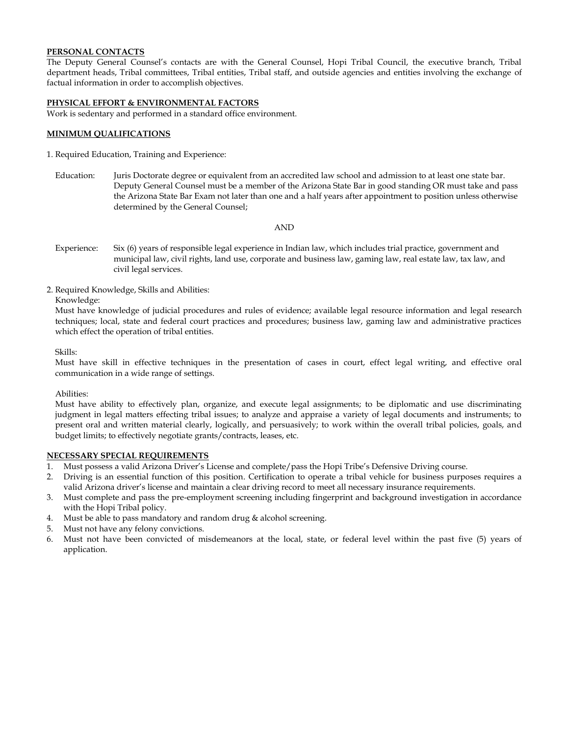**PERSONAL CONTACTS**

The Deputy General Counsel's contacts are with the General Counsel, Hopi Tribal Council, the executive branch, Tribal department heads, Tribal committees, Tribal entities, Tribal staff, and outside agencies and entities involving the exchange of factual information in order to accomplish objectives.

**PHYSICAL EFFORT & ENVIRONMENTAL FACTORS**

Work is sedentary and performed in a standard office environment.

**MINIMUM QUALIFICATIONS**

1. Required Education, Training and Experience:

Education: Juris Doctorate degree or equivalent from an accredited law school and admission to at least one state bar. Deputy General Counsel must be a member of the Arizona State Bar in good standing OR must take and pass the Arizona State Bar Exam not later than one and a half years after appointment to position unless otherwise determined by the General Counsel;

AND

Experience: Six (6) years of responsible legal experience in Indian law, which includes trial practice, government and municipal law, civil rights, land use, corporate and business law, gaming law, real estate law, tax law, and civil legal services.

2. Required Knowledge, Skills and Abilities:

Knowledge:
Must have knowledge of judicial procedures and rules of evidence; available legal resource information and legal research techniques; local, state and federal court practices and procedures; business law, gaming law and administrative practices which effect the operation of tribal entities.

Skills:
Must have skill in effective techniques in the presentation of cases in court, effect legal writing, and effective oral communication in a wide range of settings.

Abilities:
Must have ability to effectively plan, organize, and execute legal assignments; to be diplomatic and use discriminating judgment in legal matters effecting tribal issues; to analyze and appraise a variety of legal documents and instruments; to present oral and written material clearly, logically, and persuasively; to work within the overall tribal policies, goals, and budget limits; to effectively negotiate grants/contracts, leases, etc.

**NECESSARY SPECIAL REQUIREMENTS**

1. Must possess a valid Arizona Driver's License and complete/pass the Hopi Tribe's Defensive Driving course.
2. Driving is an essential function of this position. Certification to operate a tribal vehicle for business purposes requires a valid Arizona driver's license and maintain a clear driving record to meet all necessary insurance requirements.
3. Must complete and pass the pre-employment screening including fingerprint and background investigation in accordance with the Hopi Tribal policy.
4. Must be able to pass mandatory and random drug & alcohol screening.
5. Must not have any felony convictions.
6. Must not have been convicted of misdemeanors at the local, state, or federal level within the past five (5) years of application.